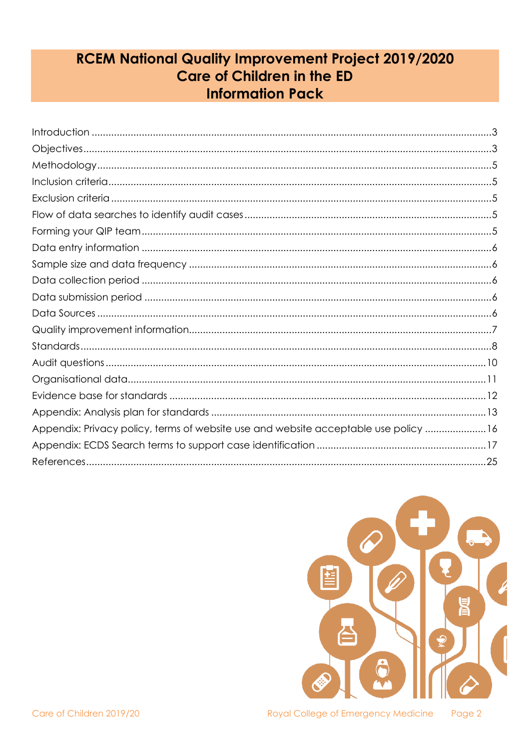# RCEM National Quality Improvement Project 2019/2020
# Care of Children in the ED
# Information Pack

| | |
|---|---|
| Introduction | 3 |
| Objectives | 3 |
| Methodology | 5 |
| Inclusion criteria | 5 |
| Exclusion criteria | 5 |
| Flow of data searches to identify audit cases | 5 |
| Forming your QIP team | 5 |
| Data entry information | 6 |
| Sample size and data frequency | 6 |
| Data collection period | 6 |
| Data submission period | 6 |
| Data Sources | 6 |
| Quality improvement information | 7 |
| Standards | 8 |
| Audit questions | 10 |
| Organisational data | 11 |
| Evidence base for standards | 12 |
| Appendix: Analysis plan for standards | 13 |
| Appendix: Privacy policy, terms of website use and website acceptable use policy | 16 |
| Appendix: ECDS Search terms to support case identification | 17 |
| References | 25 |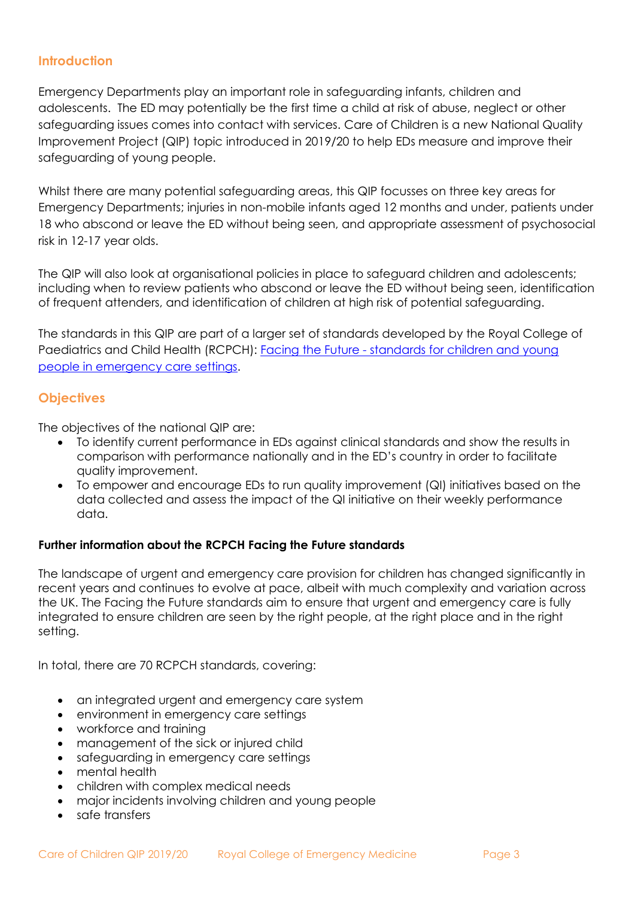## Introduction

Emergency Departments play an important role in safeguarding infants, children and adolescents. The ED may potentially be the first time a child at risk of abuse, neglect or other safeguarding issues comes into contact with services. Care of Children is a new National Quality Improvement Project (QIP) topic introduced in 2019/20 to help EDs measure and improve their safeguarding of young people.

Whilst there are many potential safeguarding areas, this QIP focusses on three key areas for Emergency Departments; injuries in non-mobile infants aged 12 months and under, patients under 18 who abscond or leave the ED without being seen, and appropriate assessment of psychosocial risk in 12-17 year olds.

The QIP will also look at organisational policies in place to safeguard children and adolescents; including when to review patients who abscond or leave the ED without being seen, identification of frequent attenders, and identification of children at high risk of potential safeguarding.

The standards in this QIP are part of a larger set of standards developed by the Royal College of Paediatrics and Child Health (RCPCH): [Facing the Future - standards for children and young people in emergency care settings](#).

## Objectives

The objectives of the national QIP are:

- To identify current performance in EDs against clinical standards and show the results in comparison with performance nationally and in the ED's country in order to facilitate quality improvement.
- To empower and encourage EDs to run quality improvement (QI) initiatives based on the data collected and assess the impact of the QI initiative on their weekly performance data.

**Further information about the RCPCH Facing the Future standards**

The landscape of urgent and emergency care provision for children has changed significantly in recent years and continues to evolve at pace, albeit with much complexity and variation across the UK. The Facing the Future standards aim to ensure that urgent and emergency care is fully integrated to ensure children are seen by the right people, at the right place and in the right setting.

In total, there are 70 RCPCH standards, covering:

- an integrated urgent and emergency care system
- environment in emergency care settings
- workforce and training
- management of the sick or injured child
- safeguarding in emergency care settings
- mental health
- children with complex medical needs
- major incidents involving children and young people
- safe transfers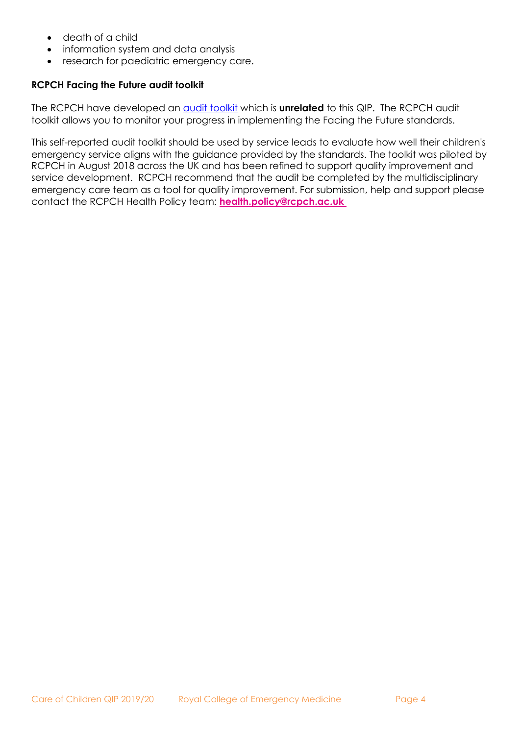- death of a child
- information system and data analysis
- research for paediatric emergency care.

**RCPCH Facing the Future audit toolkit**

The RCPCH have developed an audit toolkit which is **unrelated** to this QIP. The RCPCH audit toolkit allows you to monitor your progress in implementing the Facing the Future standards.

This self-reported audit toolkit should be used by service leads to evaluate how well their children's emergency service aligns with the guidance provided by the standards. The toolkit was piloted by RCPCH in August 2018 across the UK and has been refined to support quality improvement and service development. RCPCH recommend that the audit be completed by the multidisciplinary emergency care team as a tool for quality improvement. For submission, help and support please contact the RCPCH Health Policy team: **health.policy@rcpch.ac.uk**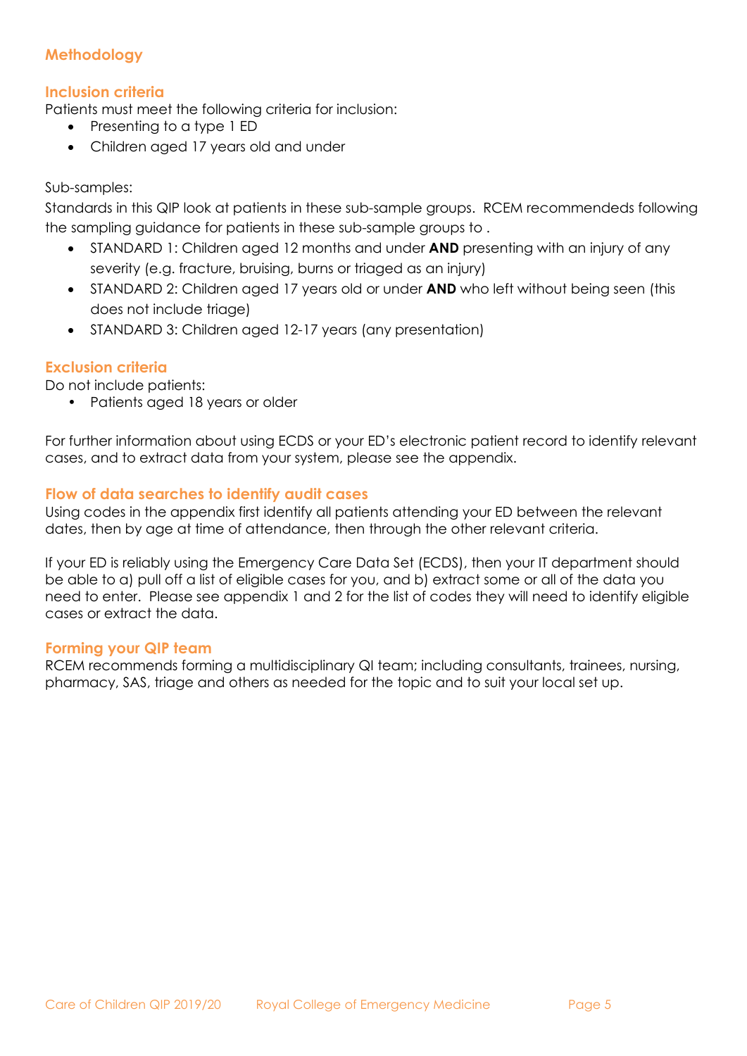## Methodology

### Inclusion criteria

Patients must meet the following criteria for inclusion:

- Presenting to a type 1 ED
- Children aged 17 years old and under

Sub-samples:

Standards in this QIP look at patients in these sub-sample groups. RCEM recommendeds following the sampling guidance for patients in these sub-sample groups to .

- STANDARD 1: Children aged 12 months and under **AND** presenting with an injury of any severity (e.g. fracture, bruising, burns or triaged as an injury)
- STANDARD 2: Children aged 17 years old or under **AND** who left without being seen (this does not include triage)
- STANDARD 3: Children aged 12-17 years (any presentation)

### Exclusion criteria

Do not include patients:

- Patients aged 18 years or older

For further information about using ECDS or your ED's electronic patient record to identify relevant cases, and to extract data from your system, please see the appendix.

### Flow of data searches to identify audit cases

Using codes in the appendix first identify all patients attending your ED between the relevant dates, then by age at time of attendance, then through the other relevant criteria.

If your ED is reliably using the Emergency Care Data Set (ECDS), then your IT department should be able to a) pull off a list of eligible cases for you, and b) extract some or all of the data you need to enter. Please see appendix 1 and 2 for the list of codes they will need to identify eligible cases or extract the data.

### Forming your QIP team

RCEM recommends forming a multidisciplinary QI team; including consultants, trainees, nursing, pharmacy, SAS, triage and others as needed for the topic and to suit your local set up.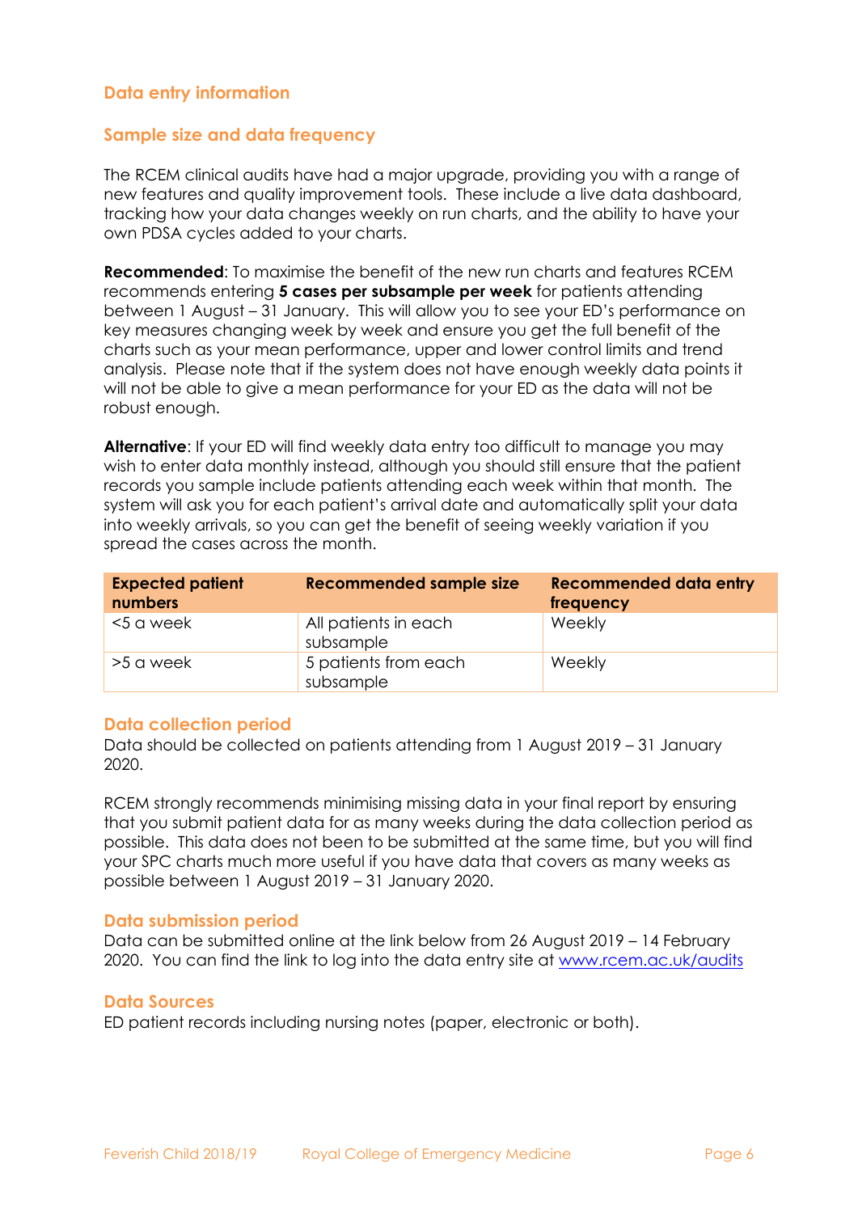## Data entry information

### Sample size and data frequency

The RCEM clinical audits have had a major upgrade, providing you with a range of new features and quality improvement tools. These include a live data dashboard, tracking how your data changes weekly on run charts, and the ability to have your own PDSA cycles added to your charts.

**Recommended**: To maximise the benefit of the new run charts and features RCEM recommends entering **5 cases per subsample per week** for patients attending between 1 August – 31 January. This will allow you to see your ED's performance on key measures changing week by week and ensure you get the full benefit of the charts such as your mean performance, upper and lower control limits and trend analysis. Please note that if the system does not have enough weekly data points it will not be able to give a mean performance for your ED as the data will not be robust enough.

**Alternative**: If your ED will find weekly data entry too difficult to manage you may wish to enter data monthly instead, although you should still ensure that the patient records you sample include patients attending each week within that month. The system will ask you for each patient's arrival date and automatically split your data into weekly arrivals, so you can get the benefit of seeing weekly variation if you spread the cases across the month.

| Expected patient numbers | Recommended sample size | Recommended data entry frequency |
|---|---|---|
| <5 a week | All patients in each subsample | Weekly |
| >5 a week | 5 patients from each subsample | Weekly |

### Data collection period

Data should be collected on patients attending from 1 August 2019 – 31 January 2020.

RCEM strongly recommends minimising missing data in your final report by ensuring that you submit patient data for as many weeks during the data collection period as possible. This data does not been to be submitted at the same time, but you will find your SPC charts much more useful if you have data that covers as many weeks as possible between 1 August 2019 – 31 January 2020.

### Data submission period

Data can be submitted online at the link below from 26 August 2019 – 14 February 2020. You can find the link to log into the data entry site at [www.rcem.ac.uk/audits](www.rcem.ac.uk/audits)

### Data Sources

ED patient records including nursing notes (paper, electronic or both).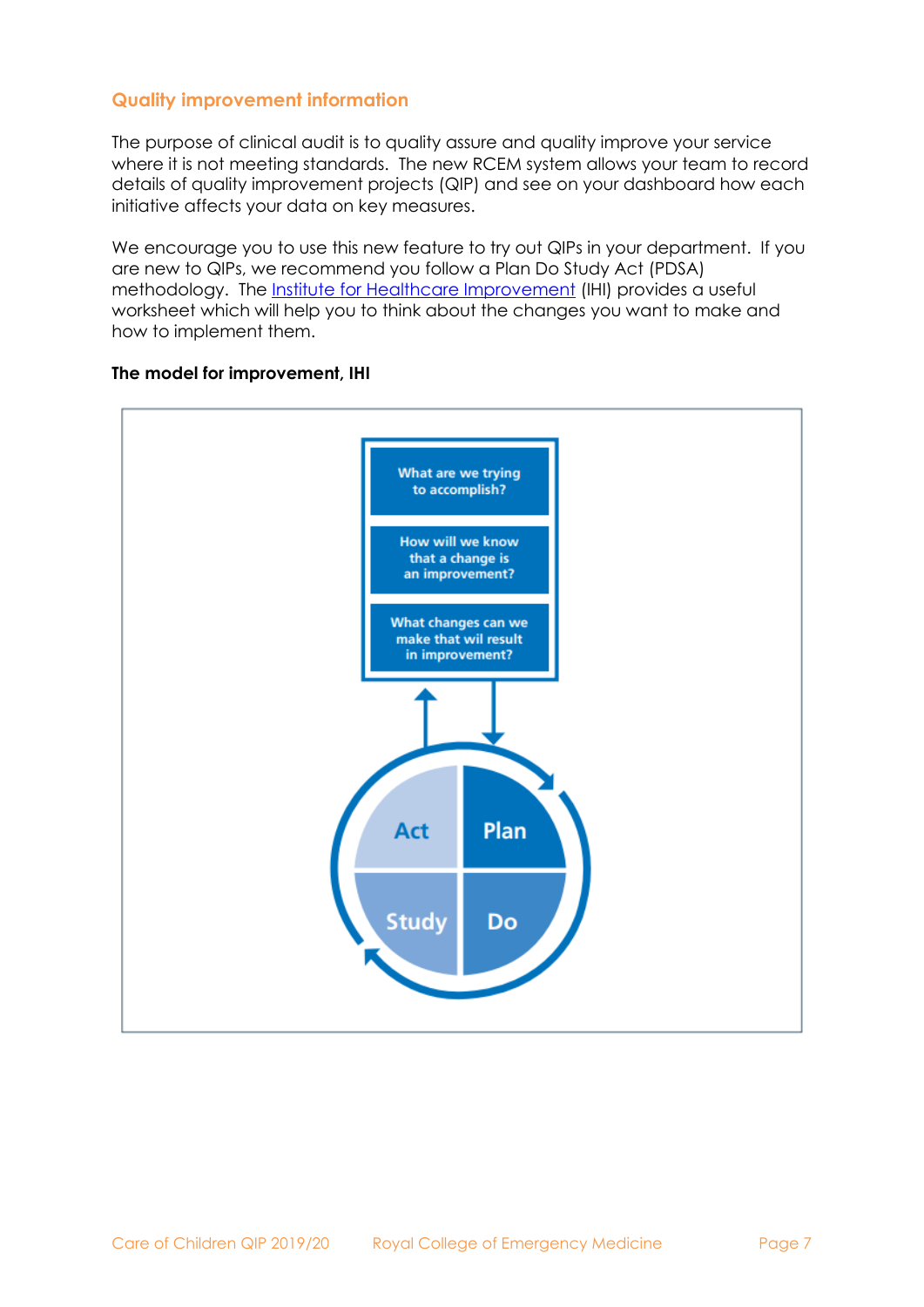## Quality improvement information

The purpose of clinical audit is to quality assure and quality improve your service where it is not meeting standards. The new RCEM system allows your team to record details of quality improvement projects (QIP) and see on your dashboard how each initiative affects your data on key measures.

We encourage you to use this new feature to try out QIPs in your department. If you are new to QIPs, we recommend you follow a Plan Do Study Act (PDSA) methodology. The [Institute for Healthcare Improvement](#) (IHI) provides a useful worksheet which will help you to think about the changes you want to make and how to implement them.

**The model for improvement, IHI**

What are we trying to accomplish?

How will we know that a change is an improvement?

What changes can we make that wil result in improvement?

Act | Plan | Study | Do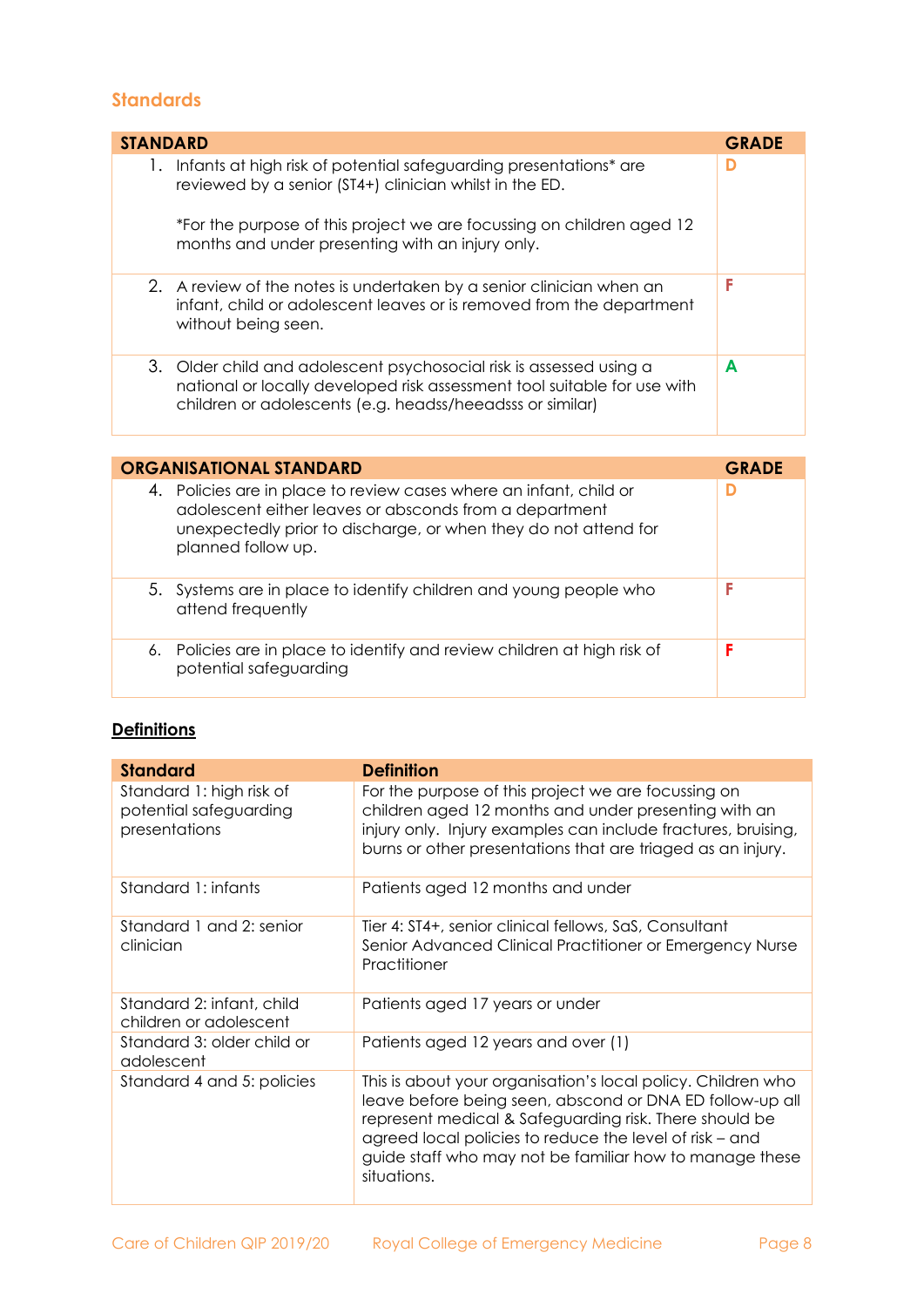## Standards

| STANDARD | GRADE |
|---|---|
| 1. Infants at high risk of potential safeguarding presentations* are reviewed by a senior (ST4+) clinician whilst in the ED.<br><br>*For the purpose of this project we are focussing on children aged 12 months and under presenting with an injury only. | D |
| 2. A review of the notes is undertaken by a senior clinician when an infant, child or adolescent leaves or is removed from the department without being seen. | F |
| 3. Older child and adolescent psychosocial risk is assessed using a national or locally developed risk assessment tool suitable for use with children or adolescents (e.g. headss/heeadsss or similar) | A |

| ORGANISATIONAL STANDARD | GRADE |
|---|---|
| 4. Policies are in place to review cases where an infant, child or adolescent either leaves or absconds from a department unexpectedly prior to discharge, or when they do not attend for planned follow up. | D |
| 5. Systems are in place to identify children and young people who attend frequently | F |
| 6. Policies are in place to identify and review children at high risk of potential safeguarding | F |

**Definitions**

| Standard | Definition |
|---|---|
| Standard 1: high risk of potential safeguarding presentations | For the purpose of this project we are focussing on children aged 12 months and under presenting with an injury only. Injury examples can include fractures, bruising, burns or other presentations that are triaged as an injury. |
| Standard 1: infants | Patients aged 12 months and under |
| Standard 1 and 2: senior clinician | Tier 4: ST4+, senior clinical fellows, SaS, Consultant Senior Advanced Clinical Practitioner or Emergency Nurse Practitioner |
| Standard 2: infant, child children or adolescent | Patients aged 17 years or under |
| Standard 3: older child or adolescent | Patients aged 12 years and over (1) |
| Standard 4 and 5: policies | This is about your organisation's local policy. Children who leave before being seen, abscond or DNA ED follow-up all represent medical & Safeguarding risk. There should be agreed local policies to reduce the level of risk – and guide staff who may not be familiar how to manage these situations. |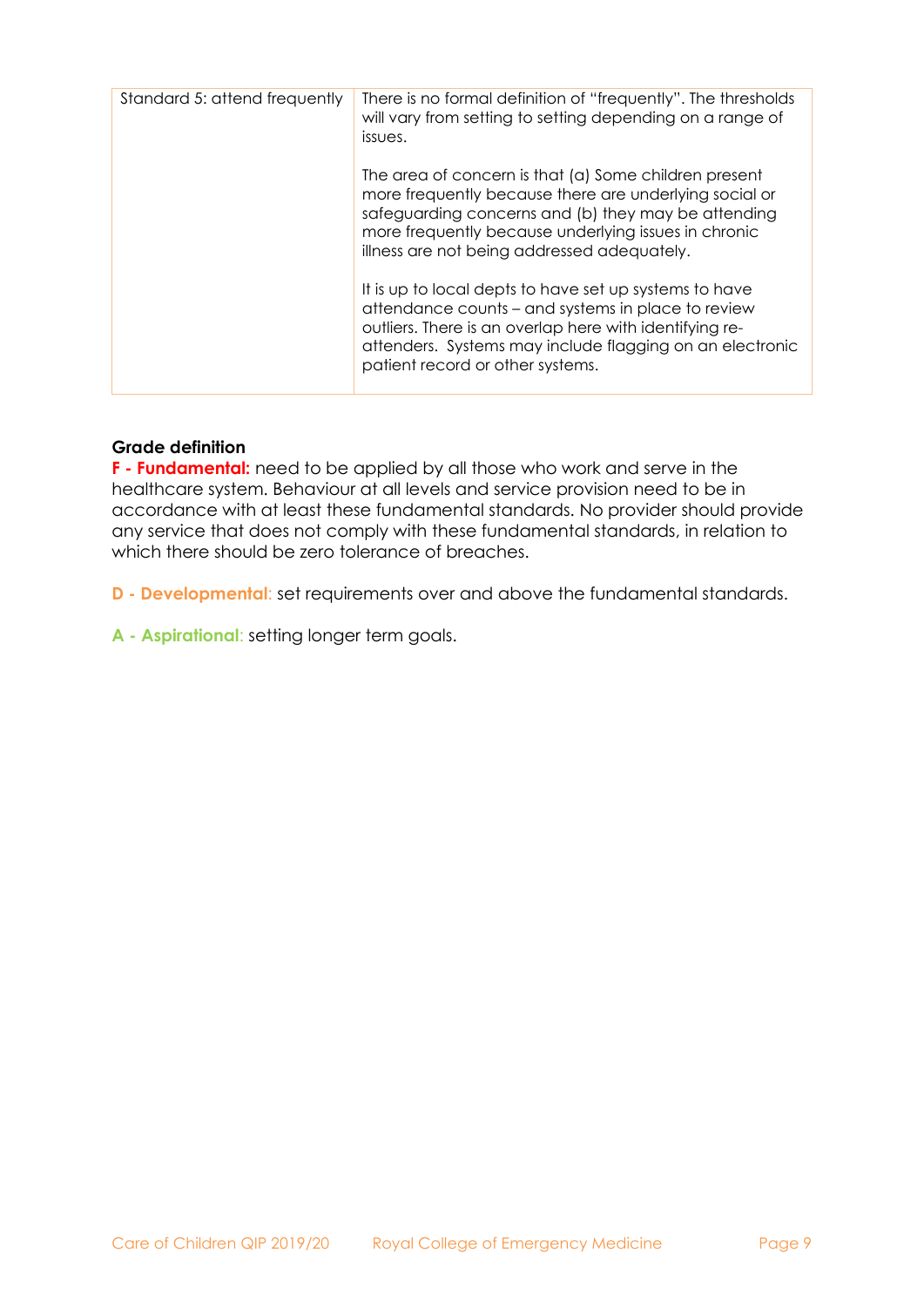| | |
|---|---|
| Standard 5: attend frequently | There is no formal definition of "frequently". The thresholds will vary from setting to setting depending on a range of issues.<br><br>The area of concern is that (a) Some children present more frequently because there are underlying social or safeguarding concerns and (b) they may be attending more frequently because underlying issues in chronic illness are not being addressed adequately.<br><br>It is up to local depts to have set up systems to have attendance counts – and systems in place to review outliers. There is an overlap here with identifying re-attenders. Systems may include flagging on an electronic patient record or other systems. |

**Grade definition**

**F - Fundamental:** need to be applied by all those who work and serve in the healthcare system. Behaviour at all levels and service provision need to be in accordance with at least these fundamental standards. No provider should provide any service that does not comply with these fundamental standards, in relation to which there should be zero tolerance of breaches.

**D - Developmental**: set requirements over and above the fundamental standards.

**A - Aspirational**: setting longer term goals.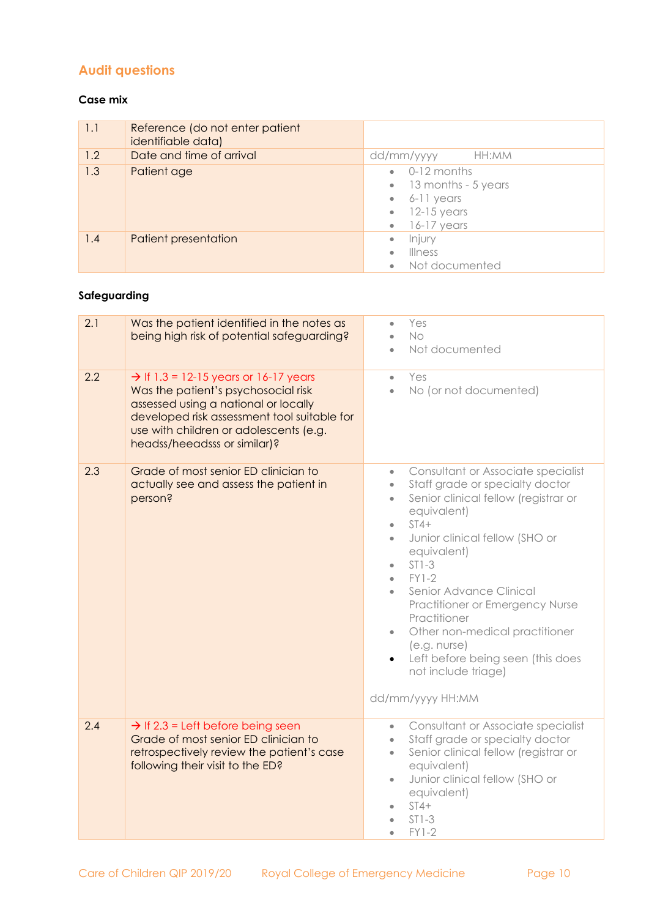## Audit questions

### Case mix

| | | |
|---|---|---|
| 1.1 | Reference (do not enter patient identifiable data) | |
| 1.2 | Date and time of arrival | dd/mm/yyyy HH:MM |
| 1.3 | Patient age | • 0-12 months<br>• 13 months - 5 years<br>• 6-11 years<br>• 12-15 years<br>• 16-17 years |
| 1.4 | Patient presentation | • Injury<br>• Illness<br>• Not documented |

### Safeguarding

| | | |
|---|---|---|
| 2.1 | Was the patient identified in the notes as being high risk of potential safeguarding? | • Yes<br>• No<br>• Not documented |
| 2.2 | → If 1.3 = 12-15 years or 16-17 years<br>Was the patient's psychosocial risk assessed using a national or locally developed risk assessment tool suitable for use with children or adolescents (e.g. headss/heeadsss or similar)? | • Yes<br>• No (or not documented) |
| 2.3 | Grade of most senior ED clinician to actually see and assess the patient in person? | • Consultant or Associate specialist<br>• Staff grade or specialty doctor<br>• Senior clinical fellow (registrar or equivalent)<br>• ST4+<br>• Junior clinical fellow (SHO or equivalent)<br>• ST1-3<br>• FY1-2<br>• Senior Advance Clinical Practitioner or Emergency Nurse Practitioner<br>• Other non-medical practitioner (e.g. nurse)<br>• Left before being seen (this does not include triage)<br><br>dd/mm/yyyy HH:MM |
| 2.4 | → If 2.3 = Left before being seen<br>Grade of most senior ED clinician to retrospectively review the patient's case following their visit to the ED? | • Consultant or Associate specialist<br>• Staff grade or specialty doctor<br>• Senior clinical fellow (registrar or equivalent)<br>• Junior clinical fellow (SHO or equivalent)<br>• ST4+<br>• ST1-3<br>• FY1-2 |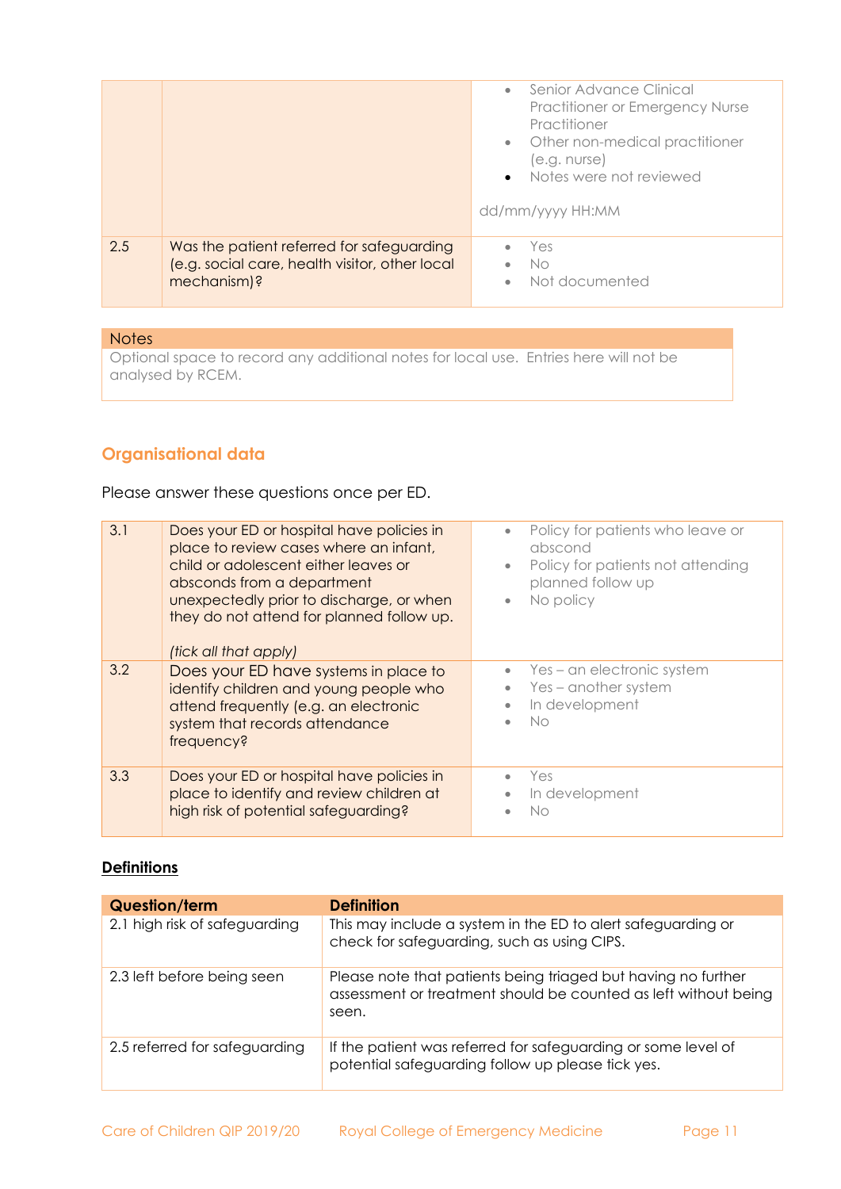| | | |
|---|---|---|
| | | • Senior Advance Clinical Practitioner or Emergency Nurse Practitioner<br>• Other non-medical practitioner (e.g. nurse)<br>• Notes were not reviewed<br><br>dd/mm/yyyy HH:MM |
| 2.5 | Was the patient referred for safeguarding (e.g. social care, health visitor, other local mechanism)? | • Yes<br>• No<br>• Not documented |

| Notes |
|---|
| Optional space to record any additional notes for local use. Entries here will not be analysed by RCEM. |

## Organisational data

Please answer these questions once per ED.

| | | |
|---|---|---|
| 3.1 | Does your ED or hospital have policies in place to review cases where an infant, child or adolescent either leaves or absconds from a department unexpectedly prior to discharge, or when they do not attend for planned follow up.<br><br>*(tick all that apply)* | • Policy for patients who leave or abscond<br>• Policy for patients not attending planned follow up<br>• No policy |
| 3.2 | Does your ED have systems in place to identify children and young people who attend frequently (e.g. an electronic system that records attendance frequency? | • Yes – an electronic system<br>• Yes – another system<br>• In development<br>• No |
| 3.3 | Does your ED or hospital have policies in place to identify and review children at high risk of potential safeguarding? | • Yes<br>• In development<br>• No |

**Definitions**

| Question/term | Definition |
|---|---|
| 2.1 high risk of safeguarding | This may include a system in the ED to alert safeguarding or check for safeguarding, such as using CIPS. |
| 2.3 left before being seen | Please note that patients being triaged but having no further assessment or treatment should be counted as left without being seen. |
| 2.5 referred for safeguarding | If the patient was referred for safeguarding or some level of potential safeguarding follow up please tick yes. |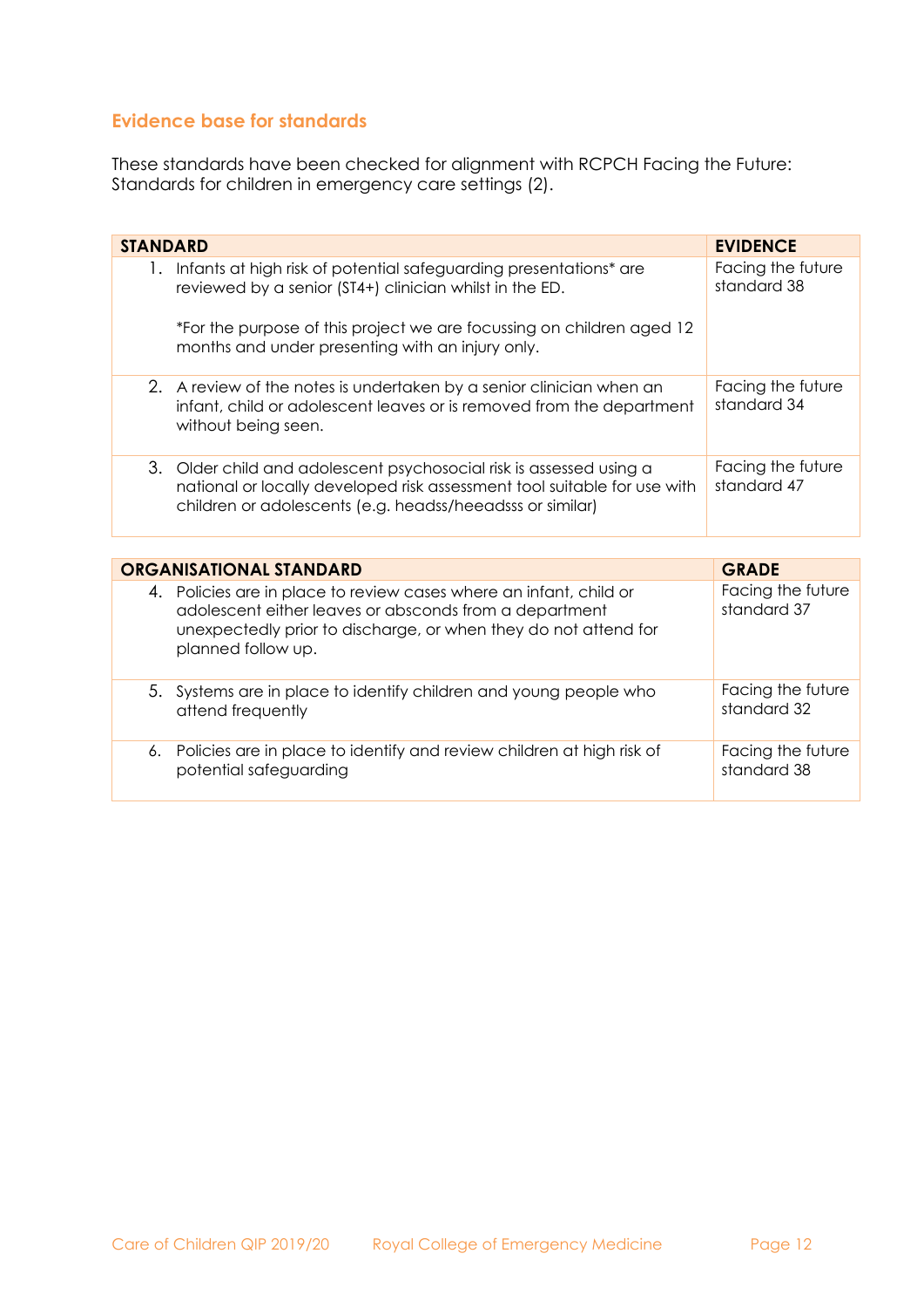## Evidence base for standards

These standards have been checked for alignment with RCPCH Facing the Future: Standards for children in emergency care settings (2).

| STANDARD | EVIDENCE |
|---|---|
| 1. Infants at high risk of potential safeguarding presentations* are reviewed by a senior (ST4+) clinician whilst in the ED.<br><br>*For the purpose of this project we are focussing on children aged 12 months and under presenting with an injury only. | Facing the future standard 38 |
| 2. A review of the notes is undertaken by a senior clinician when an infant, child or adolescent leaves or is removed from the department without being seen. | Facing the future standard 34 |
| 3. Older child and adolescent psychosocial risk is assessed using a national or locally developed risk assessment tool suitable for use with children or adolescents (e.g. headss/heeadsss or similar) | Facing the future standard 47 |

| ORGANISATIONAL STANDARD | GRADE |
|---|---|
| 4. Policies are in place to review cases where an infant, child or adolescent either leaves or absconds from a department unexpectedly prior to discharge, or when they do not attend for planned follow up. | Facing the future standard 37 |
| 5. Systems are in place to identify children and young people who attend frequently | Facing the future standard 32 |
| 6. Policies are in place to identify and review children at high risk of potential safeguarding | Facing the future standard 38 |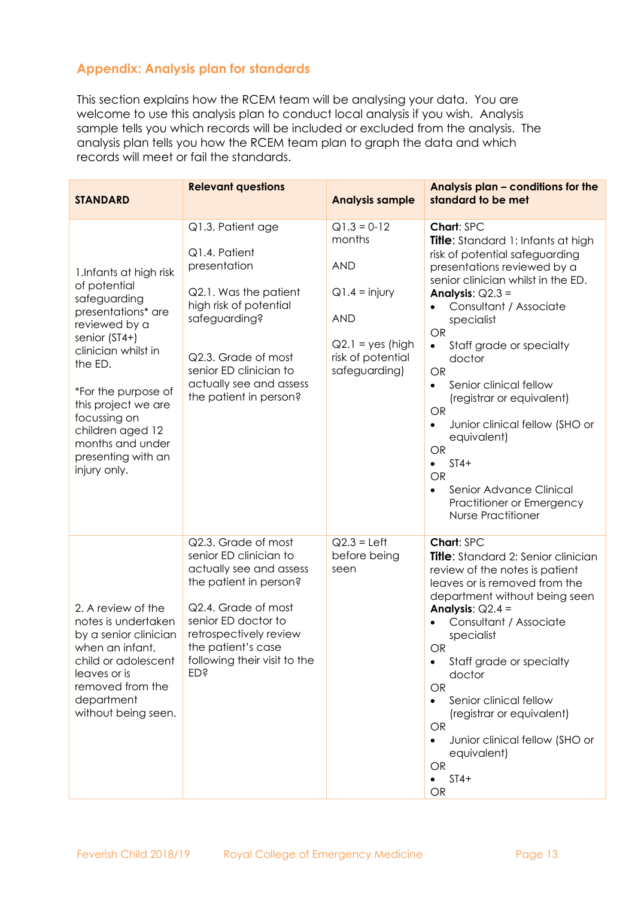## Appendix: Analysis plan for standards

This section explains how the RCEM team will be analysing your data. You are welcome to use this analysis plan to conduct local analysis if you wish. Analysis sample tells you which records will be included or excluded from the analysis. The analysis plan tells you how the RCEM team plan to graph the data and which records will meet or fail the standards.

| STANDARD | Relevant questions | Analysis sample | Analysis plan – conditions for the standard to be met |
|---|---|---|---|
| 1.Infants at high risk of potential safeguarding presentations* are reviewed by a senior (ST4+) clinician whilst in the ED.<br><br>*For the purpose of this project we are focussing on children aged 12 months and under presenting with an injury only. | Q1.3. Patient age<br><br>Q1.4. Patient presentation<br><br>Q2.1. Was the patient high risk of potential safeguarding?<br><br>Q2.3. Grade of most senior ED clinician to actually see and assess the patient in person? | Q1.3 = 0-12 months<br><br>AND<br><br>Q1.4 = injury<br><br>AND<br><br>Q2.1 = yes (high risk of potential safeguarding) | **Chart**: SPC<br>**Title**: Standard 1: Infants at high risk of potential safeguarding presentations reviewed by a senior clinician whilst in the ED.<br>**Analysis**: Q2.3 =<br>• Consultant / Associate specialist<br>OR<br>• Staff grade or specialty doctor<br>OR<br>• Senior clinical fellow (registrar or equivalent)<br>OR<br>• Junior clinical fellow (SHO or equivalent)<br>OR<br>• ST4+<br>OR<br>• Senior Advance Clinical Practitioner or Emergency Nurse Practitioner |
| 2. A review of the notes is undertaken by a senior clinician when an infant, child or adolescent leaves or is removed from the department without being seen. | Q2.3. Grade of most senior ED clinician to actually see and assess the patient in person?<br><br>Q2.4. Grade of most senior ED doctor to retrospectively review the patient's case following their visit to the ED? | Q2.3 = Left before being seen | **Chart**: SPC<br>**Title**: Standard 2: Senior clinician review of the notes is patient leaves or is removed from the department without being seen<br>**Analysis**: Q2.4 =<br>• Consultant / Associate specialist<br>OR<br>• Staff grade or specialty doctor<br>OR<br>• Senior clinical fellow (registrar or equivalent)<br>OR<br>• Junior clinical fellow (SHO or equivalent)<br>OR<br>• ST4+<br>OR |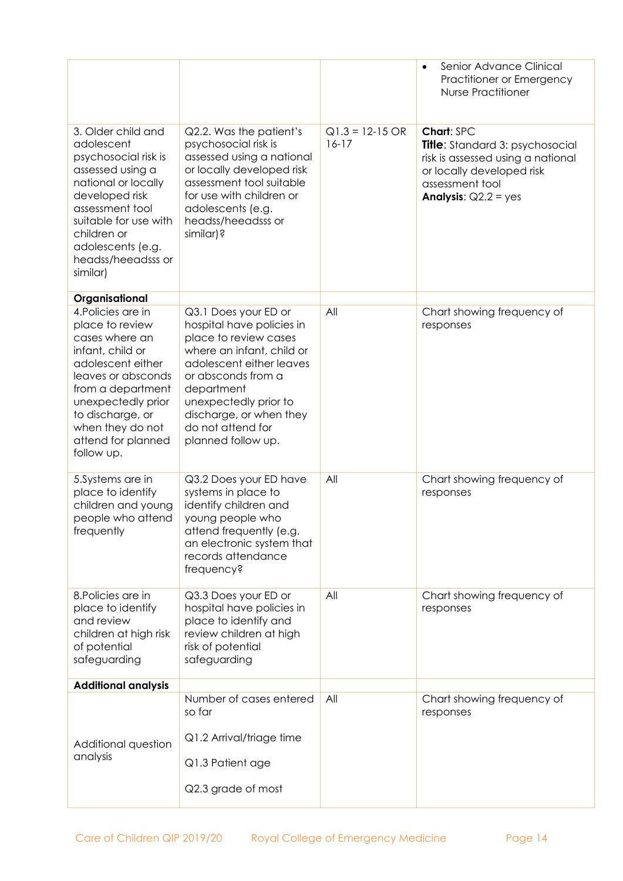| | | | |
|---|---|---|---|
| | | | • Senior Advance Clinical Practitioner or Emergency Nurse Practitioner |
| 3. Older child and adolescent psychosocial risk is assessed using a national or locally developed risk assessment tool suitable for use with children or adolescents (e.g. headss/heeadsss or similar) | Q2.2. Was the patient's psychosocial risk is assessed using a national or locally developed risk assessment tool suitable for use with children or adolescents (e.g. headss/heeadsss or similar)? | Q1.3 = 12-15 OR 16-17 | **Chart**: SPC<br>**Title**: Standard 3: psychosocial risk is assessed using a national or locally developed risk assessment tool<br>**Analysis**: Q2.2 = yes |
| **Organisational** | | | |
| 4.Policies are in place to review cases where an infant, child or adolescent either leaves or absconds from a department unexpectedly prior to discharge, or when they do not attend for planned follow up. | Q3.1 Does your ED or hospital have policies in place to review cases where an infant, child or adolescent either leaves or absconds from a department unexpectedly prior to discharge, or when they do not attend for planned follow up. | All | Chart showing frequency of responses |
| 5.Systems are in place to identify children and young people who attend frequently | Q3.2 Does your ED have systems in place to identify children and young people who attend frequently (e.g. an electronic system that records attendance frequency? | All | Chart showing frequency of responses |
| 8.Policies are in place to identify and review children at high risk of potential safeguarding | Q3.3 Does your ED or hospital have policies in place to identify and review children at high risk of potential safeguarding | All | Chart showing frequency of responses |
| **Additional analysis** | | | |
| Additional question analysis | Number of cases entered so far<br><br>Q1.2 Arrival/triage time<br><br>Q1.3 Patient age<br><br>Q2.3 grade of most | All | Chart showing frequency of responses |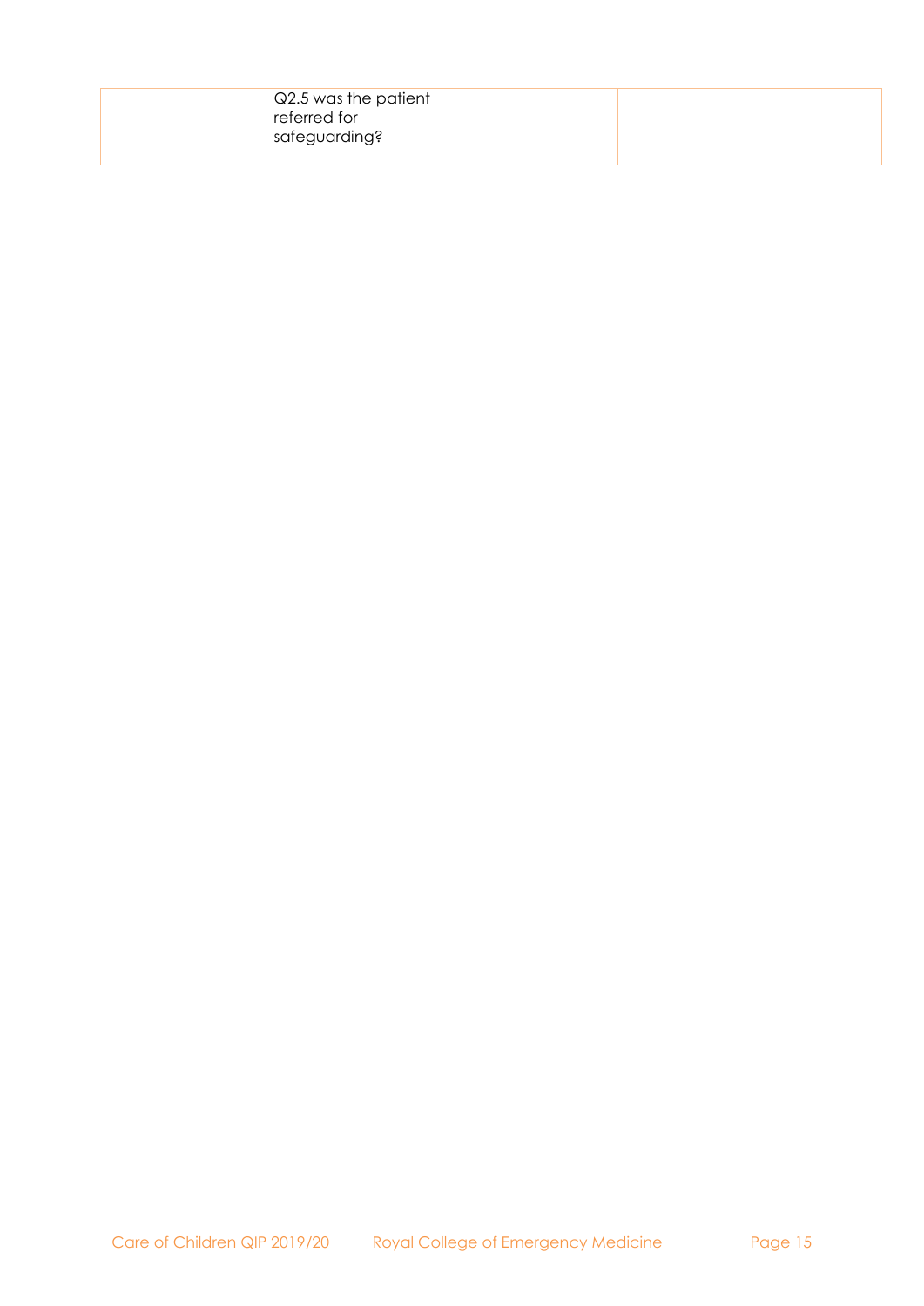|  | Q2.5 was the patient referred for safeguarding? |  |  |
| --- | --- | --- | --- |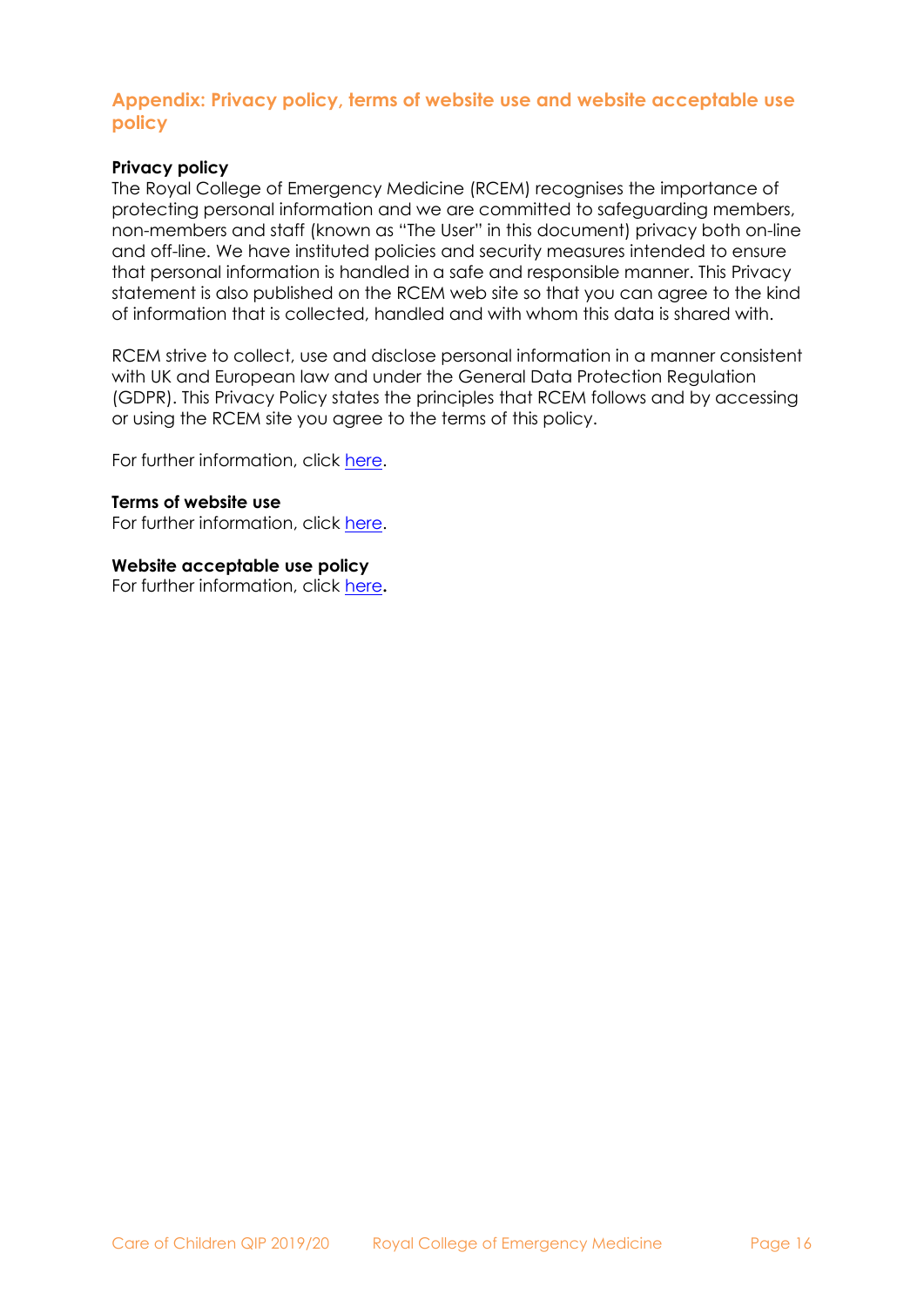## Appendix: Privacy policy, terms of website use and website acceptable use policy

**Privacy policy**

The Royal College of Emergency Medicine (RCEM) recognises the importance of protecting personal information and we are committed to safeguarding members, non-members and staff (known as "The User" in this document) privacy both on-line and off-line. We have instituted policies and security measures intended to ensure that personal information is handled in a safe and responsible manner. This Privacy statement is also published on the RCEM web site so that you can agree to the kind of information that is collected, handled and with whom this data is shared with.

RCEM strive to collect, use and disclose personal information in a manner consistent with UK and European law and under the General Data Protection Regulation (GDPR). This Privacy Policy states the principles that RCEM follows and by accessing or using the RCEM site you agree to the terms of this policy.

For further information, click here.

**Terms of website use**

For further information, click here.

**Website acceptable use policy**

For further information, click here.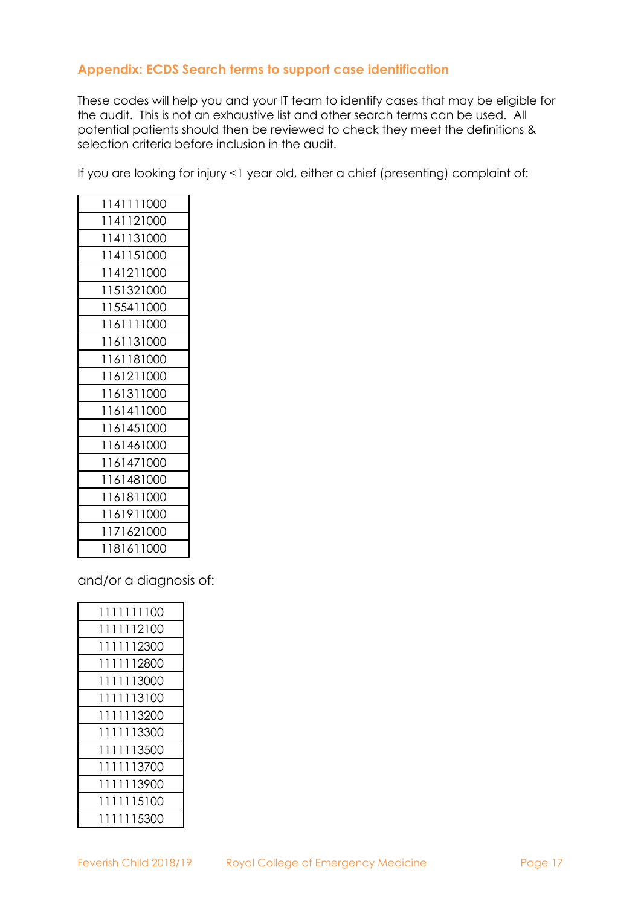## Appendix: ECDS Search terms to support case identification

These codes will help you and your IT team to identify cases that may be eligible for the audit. This is not an exhaustive list and other search terms can be used. All potential patients should then be reviewed to check they meet the definitions & selection criteria before inclusion in the audit.

If you are looking for injury <1 year old, either a chief (presenting) complaint of:

| 1141111000 |
|---|
| 1141121000 |
| 1141131000 |
| 1141151000 |
| 1141211000 |
| 1151321000 |
| 1155411000 |
| 1161111000 |
| 1161131000 |
| 1161181000 |
| 1161211000 |
| 1161311000 |
| 1161411000 |
| 1161451000 |
| 1161461000 |
| 1161471000 |
| 1161481000 |
| 1161811000 |
| 1161911000 |
| 1171621000 |
| 1181611000 |

and/or a diagnosis of:

| 1111111100 |
|---|
| 1111112100 |
| 1111112300 |
| 1111112800 |
| 1111113000 |
| 1111113100 |
| 1111113200 |
| 1111113300 |
| 1111113500 |
| 1111113700 |
| 1111113900 |
| 1111115100 |
| 1111115300 |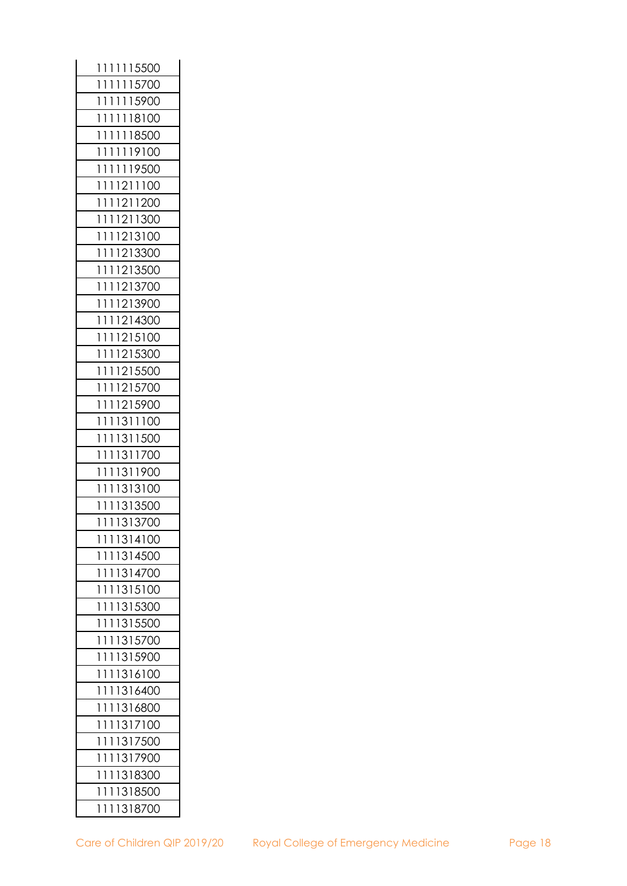| 1111115500 |
|---|
| 1111115700 |
| 1111115900 |
| 1111118100 |
| 1111118500 |
| 1111119100 |
| 1111119500 |
| 1111211100 |
| 1111211200 |
| 1111211300 |
| 1111213100 |
| 1111213300 |
| 1111213500 |
| 1111213700 |
| 1111213900 |
| 1111214300 |
| 1111215100 |
| 1111215300 |
| 1111215500 |
| 1111215700 |
| 1111215900 |
| 1111311100 |
| 1111311500 |
| 1111311700 |
| 1111311900 |
| 1111313100 |
| 1111313500 |
| 1111313700 |
| 1111314100 |
| 1111314500 |
| 1111314700 |
| 1111315100 |
| 1111315300 |
| 1111315500 |
| 1111315700 |
| 1111315900 |
| 1111316100 |
| 1111316400 |
| 1111316800 |
| 1111317100 |
| 1111317500 |
| 1111317900 |
| 1111318300 |
| 1111318500 |
| 1111318700 |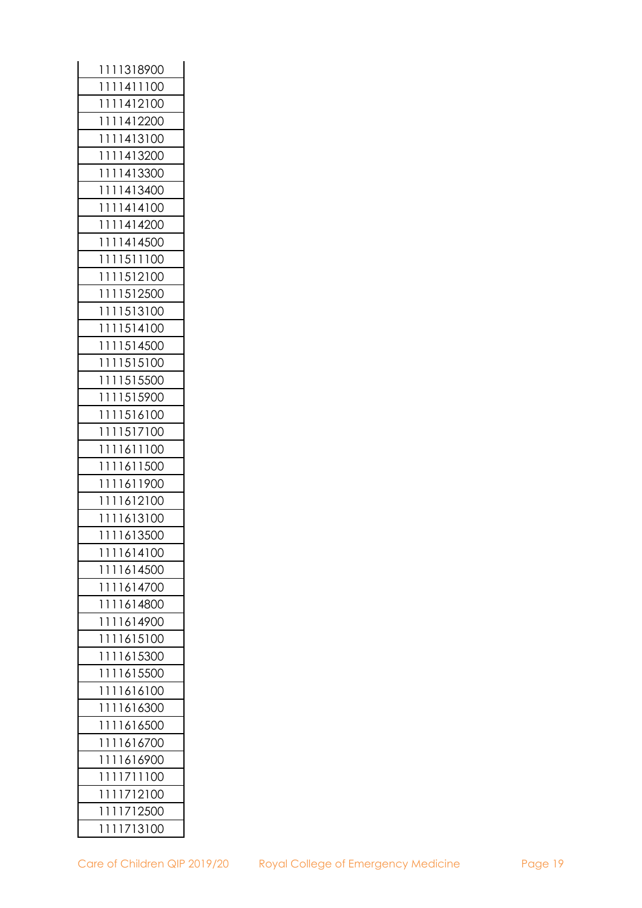| 1111318900 |
| --- |
| 1111411100 |
| 1111412100 |
| 1111412200 |
| 1111413100 |
| 1111413200 |
| 1111413300 |
| 1111413400 |
| 1111414100 |
| 1111414200 |
| 1111414500 |
| 1111511100 |
| 1111512100 |
| 1111512500 |
| 1111513100 |
| 1111514100 |
| 1111514500 |
| 1111515100 |
| 1111515500 |
| 1111515900 |
| 1111516100 |
| 1111517100 |
| 1111611100 |
| 1111611500 |
| 1111611900 |
| 1111612100 |
| 1111613100 |
| 1111613500 |
| 1111614100 |
| 1111614500 |
| 1111614700 |
| 1111614800 |
| 1111614900 |
| 1111615100 |
| 1111615300 |
| 1111615500 |
| 1111616100 |
| 1111616300 |
| 1111616500 |
| 1111616700 |
| 1111616900 |
| 1111711100 |
| 1111712100 |
| 1111712500 |
| 1111713100 |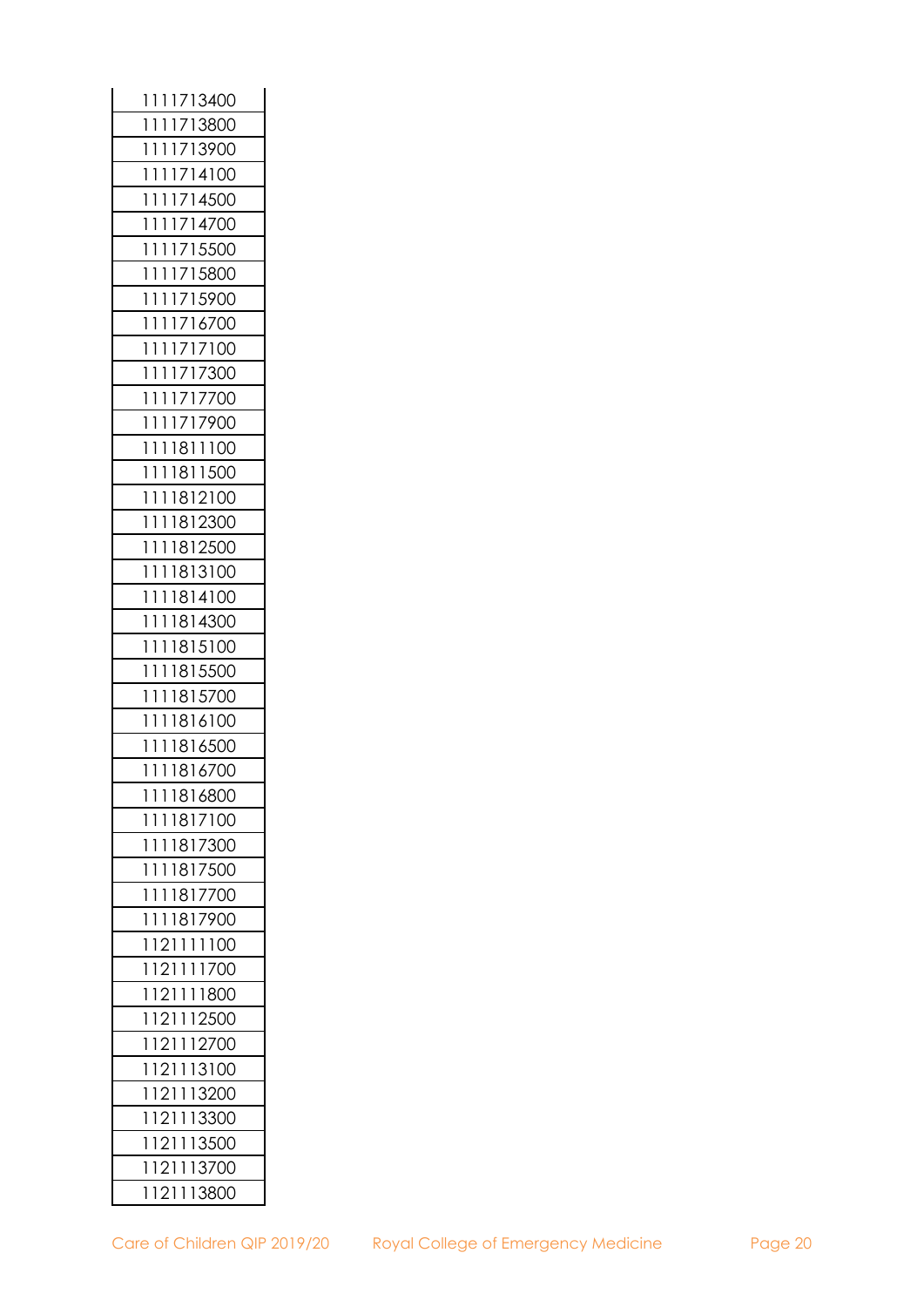| 1111713400 |
|---|
| 1111713800 |
| 1111713900 |
| 1111714100 |
| 1111714500 |
| 1111714700 |
| 1111715500 |
| 1111715800 |
| 1111715900 |
| 1111716700 |
| 1111717100 |
| 1111717300 |
| 1111717700 |
| 1111717900 |
| 1111811100 |
| 1111811500 |
| 1111812100 |
| 1111812300 |
| 1111812500 |
| 1111813100 |
| 1111814100 |
| 1111814300 |
| 1111815100 |
| 1111815500 |
| 1111815700 |
| 1111816100 |
| 1111816500 |
| 1111816700 |
| 1111816800 |
| 1111817100 |
| 1111817300 |
| 1111817500 |
| 1111817700 |
| 1111817900 |
| 1121111100 |
| 1121111700 |
| 1121111800 |
| 1121112500 |
| 1121112700 |
| 1121113100 |
| 1121113200 |
| 1121113300 |
| 1121113500 |
| 1121113700 |
| 1121113800 |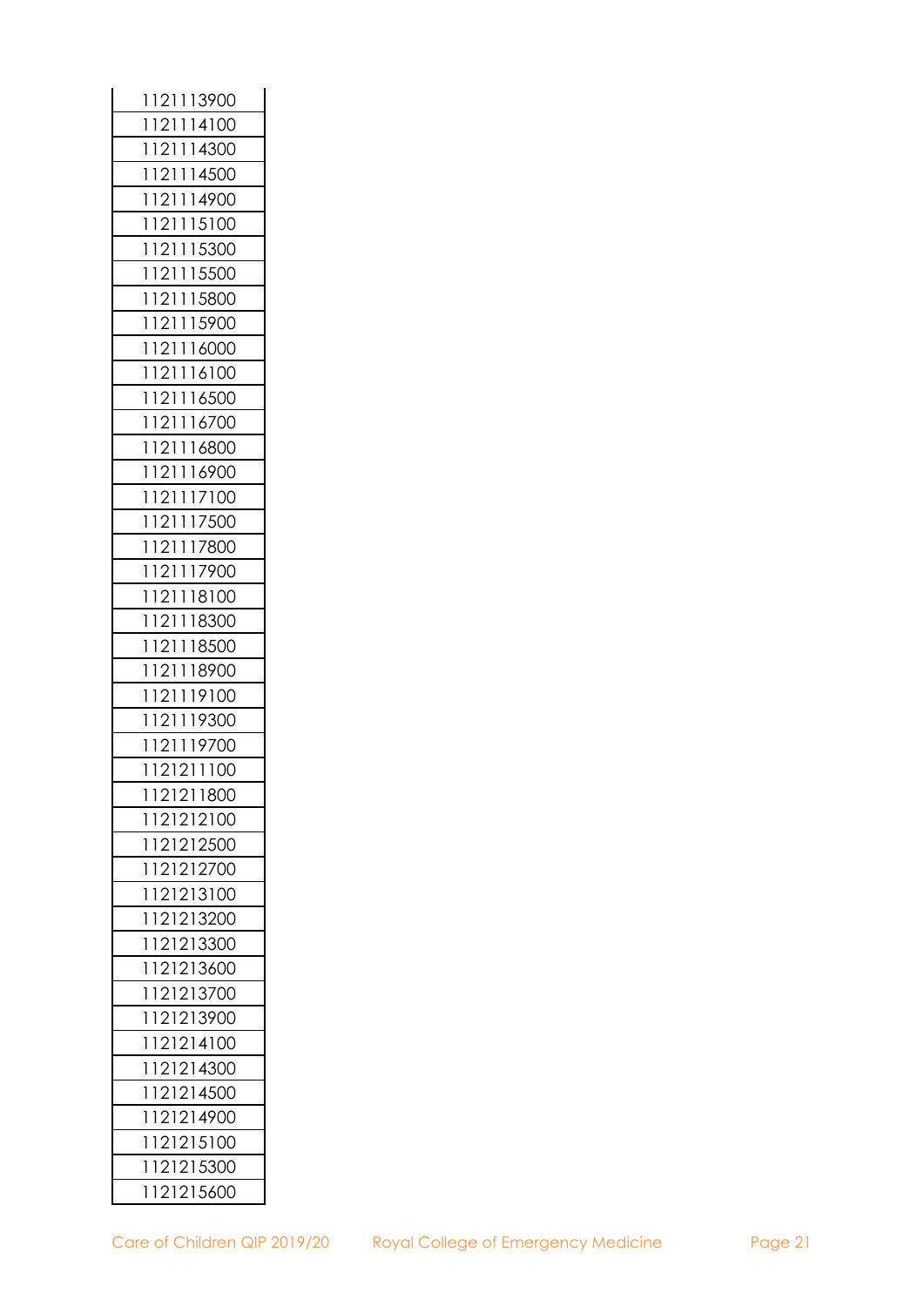| 1121113900 |
|---|
| 1121114100 |
| 1121114300 |
| 1121114500 |
| 1121114900 |
| 1121115100 |
| 1121115300 |
| 1121115500 |
| 1121115800 |
| 1121115900 |
| 1121116000 |
| 1121116100 |
| 1121116500 |
| 1121116700 |
| 1121116800 |
| 1121116900 |
| 1121117100 |
| 1121117500 |
| 1121117800 |
| 1121117900 |
| 1121118100 |
| 1121118300 |
| 1121118500 |
| 1121118900 |
| 1121119100 |
| 1121119300 |
| 1121119700 |
| 1121211100 |
| 1121211800 |
| 1121212100 |
| 1121212500 |
| 1121212700 |
| 1121213100 |
| 1121213200 |
| 1121213300 |
| 1121213600 |
| 1121213700 |
| 1121213900 |
| 1121214100 |
| 1121214300 |
| 1121214500 |
| 1121214900 |
| 1121215100 |
| 1121215300 |
| 1121215600 |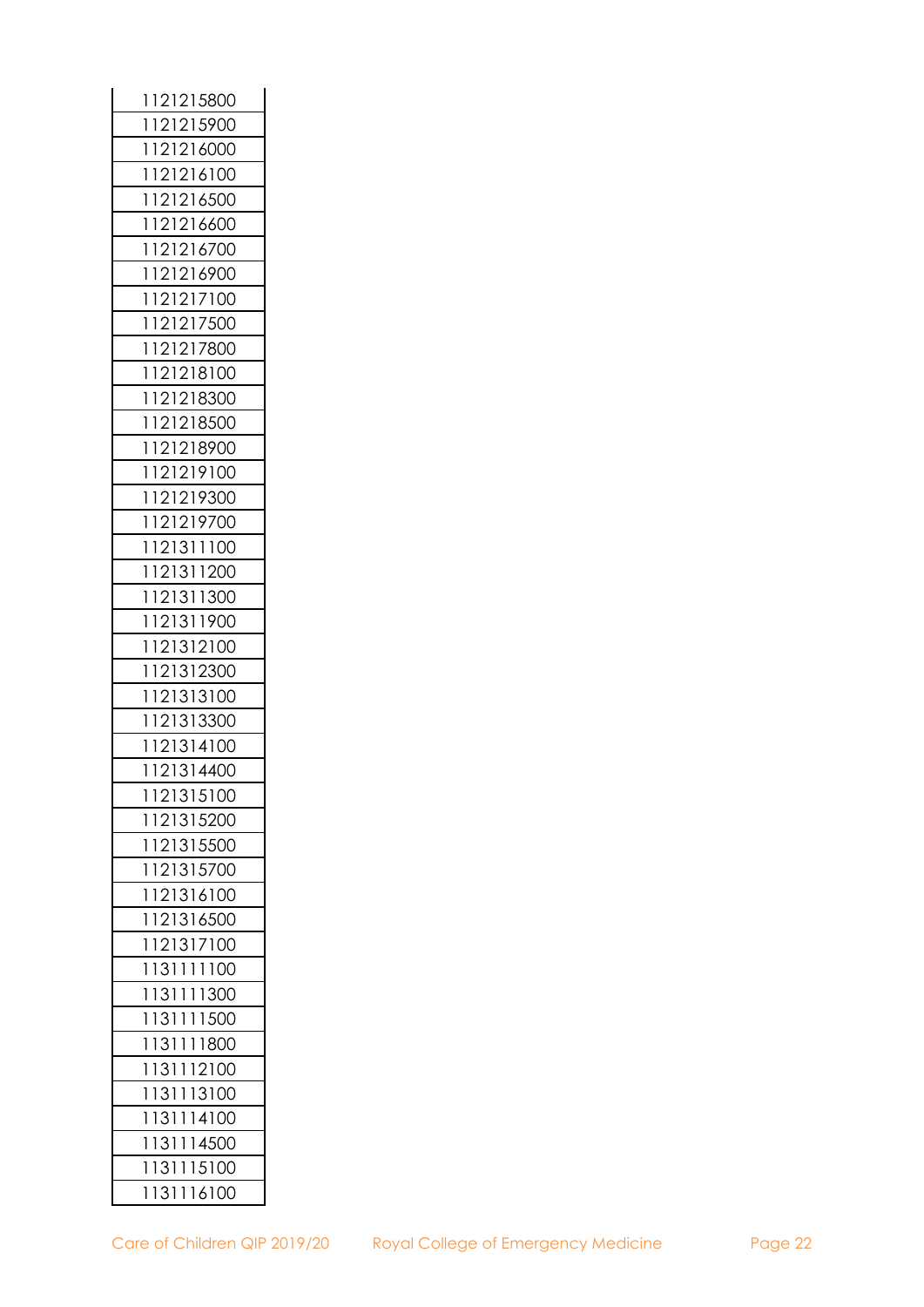| 1121215800 |
| --- |
| 1121215900 |
| 1121216000 |
| 1121216100 |
| 1121216500 |
| 1121216600 |
| 1121216700 |
| 1121216900 |
| 1121217100 |
| 1121217500 |
| 1121217800 |
| 1121218100 |
| 1121218300 |
| 1121218500 |
| 1121218900 |
| 1121219100 |
| 1121219300 |
| 1121219700 |
| 1121311100 |
| 1121311200 |
| 1121311300 |
| 1121311900 |
| 1121312100 |
| 1121312300 |
| 1121313100 |
| 1121313300 |
| 1121314100 |
| 1121314400 |
| 1121315100 |
| 1121315200 |
| 1121315500 |
| 1121315700 |
| 1121316100 |
| 1121316500 |
| 1121317100 |
| 1131111100 |
| 1131111300 |
| 1131111500 |
| 1131111800 |
| 1131112100 |
| 1131113100 |
| 1131114100 |
| 1131114500 |
| 1131115100 |
| 1131116100 |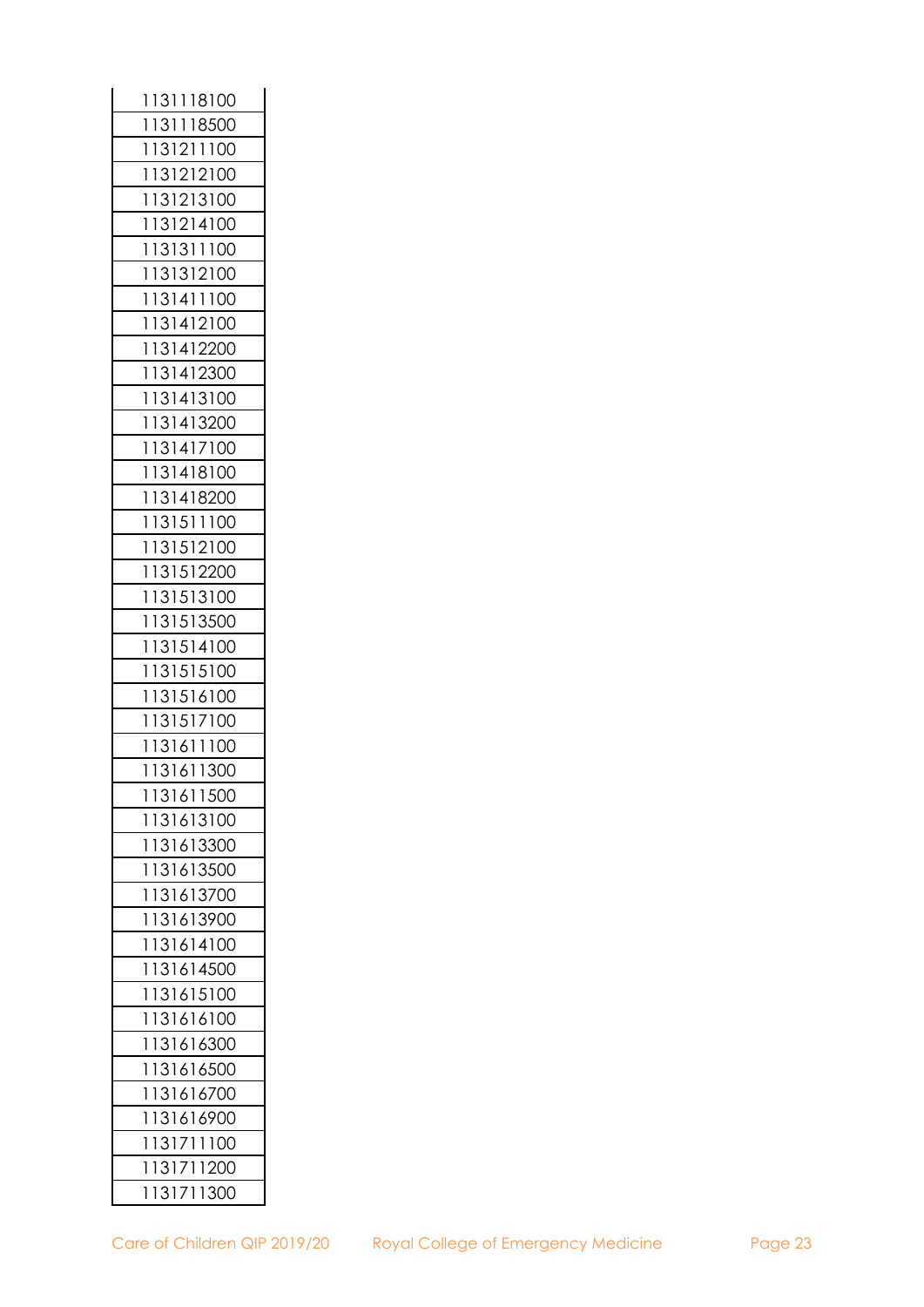| 1131118100 |
|---|
| 1131118500 |
| 1131211100 |
| 1131212100 |
| 1131213100 |
| 1131214100 |
| 1131311100 |
| 1131312100 |
| 1131411100 |
| 1131412100 |
| 1131412200 |
| 1131412300 |
| 1131413100 |
| 1131413200 |
| 1131417100 |
| 1131418100 |
| 1131418200 |
| 1131511100 |
| 1131512100 |
| 1131512200 |
| 1131513100 |
| 1131513500 |
| 1131514100 |
| 1131515100 |
| 1131516100 |
| 1131517100 |
| 1131611100 |
| 1131611300 |
| 1131611500 |
| 1131613100 |
| 1131613300 |
| 1131613500 |
| 1131613700 |
| 1131613900 |
| 1131614100 |
| 1131614500 |
| 1131615100 |
| 1131616100 |
| 1131616300 |
| 1131616500 |
| 1131616700 |
| 1131616900 |
| 1131711100 |
| 1131711200 |
| 1131711300 |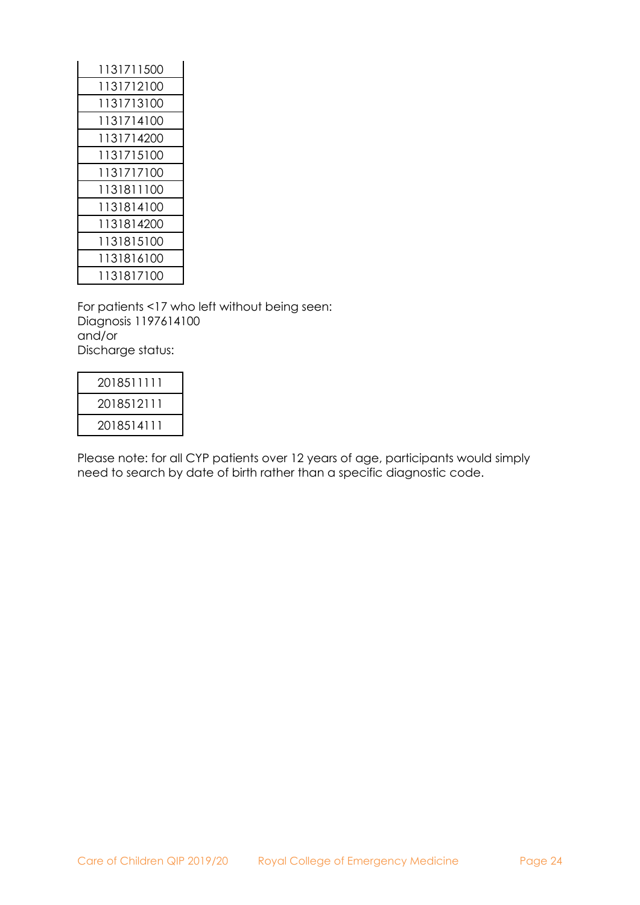| 1131711500 |
|---|
| 1131712100 |
| 1131713100 |
| 1131714100 |
| 1131714200 |
| 1131715100 |
| 1131717100 |
| 1131811100 |
| 1131814100 |
| 1131814200 |
| 1131815100 |
| 1131816100 |
| 1131817100 |

For patients <17 who left without being seen:
Diagnosis 1197614100
and/or
Discharge status:

| 2018511111 |
|---|
| 2018512111 |
| 2018514111 |

Please note: for all CYP patients over 12 years of age, participants would simply need to search by date of birth rather than a specific diagnostic code.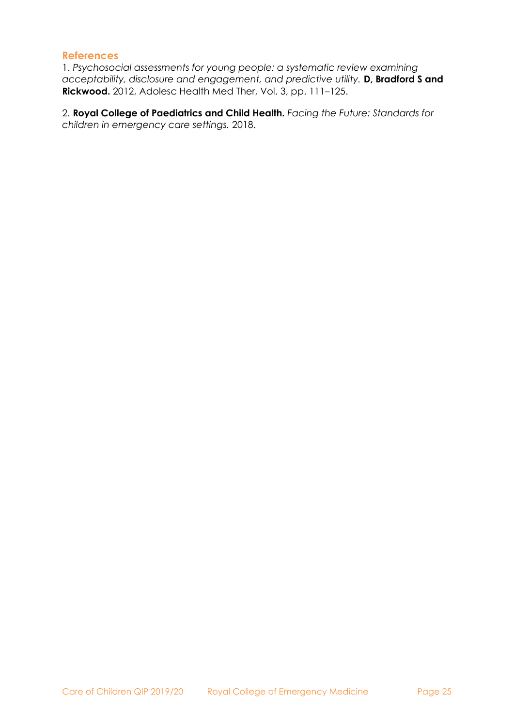## References

1. *Psychosocial assessments for young people: a systematic review examining acceptability, disclosure and engagement, and predictive utility.* **D, Bradford S and Rickwood.** 2012, Adolesc Health Med Ther, Vol. 3, pp. 111–125.

2. **Royal College of Paediatrics and Child Health.** *Facing the Future: Standards for children in emergency care settings.* 2018.